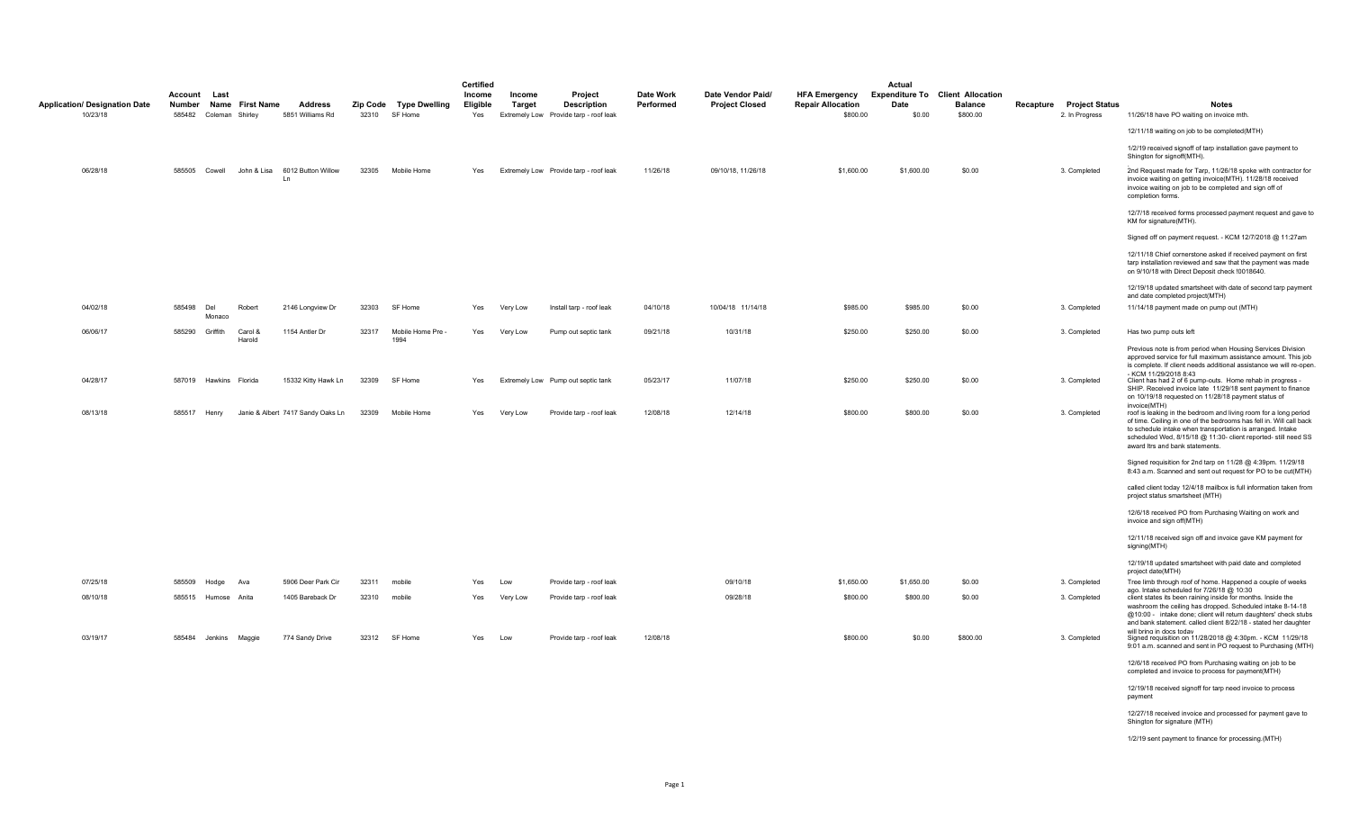| Application/ Designation Date | Account Number | Last Name | First Name | Address | Zip Code | Type Dwelling | Certified Income Eligible | Income Target | Project Description | Date Work Performed | Date Vendor Paid/ Project Closed | HFA Emergency Repair Allocation | Actual Expenditure To Date | Client Allocation Balance | Recapture | Project Status | Notes |
|---|---|---|---|---|---|---|---|---|---|---|---|---|---|---|---|---|---|
| 10/23/18 | 585482 | Coleman | Shirley | 5851 Williams Rd | 32310 | SF Home | Yes | Extremely Low | Provide tarp - roof leak | | | $800.00 | $0.00 | $800.00 | | 2. In Progress | 11/26/18 have PO waiting on invoice mth.<br><br>12/11/18 waiting on job to be completed(MTH)<br><br>1/2/19 received signoff of tarp installation gave payment to Shington for signoff(MTH). |
| 06/28/18 | 585505 | Cowell | John & Lisa | 6012 Button Willow Ln | 32305 | Mobile Home | Yes | Extremely Low | Provide tarp - roof leak | 11/26/18 | 09/10/18, 11/26/18 | $1,600.00 | $1,600.00 | $0.00 | | 3. Completed | 2nd Request made for Tarp, 11/26/18 spoke with contractor for invoice waiting on getting invoice(MTH). 11/28/18 received invoice waiting on job to be completed and sign off of completion forms.<br><br>12/7/18 received forms processed payment request and gave to KM for signature(MTH).<br><br>Signed off on payment request. - KCM 12/7/2018 @ 11:27am<br><br>12/11/18 Chief cornerstone asked if received payment on first tarp installation reviewed and saw that the payment was made on 9/10/18 with Direct Deposit check I0018640.<br><br>12/19/18 updated smartsheet with date of second tarp payment and date completed project(MTH) |
| 04/02/18 | 585498 | Del Monaco | Robert | 2146 Longview Dr | 32303 | SF Home | Yes | Very Low | Install tarp - roof leak | 04/10/18 | 10/04/18 11/14/18 | $985.00 | $985.00 | $0.00 | | 3. Completed | 11/14/18 payment made on pump out (MTH) |
| 06/06/17 | 585290 | Griffith | Carol & Harold | 1154 Antler Dr | 32317 | Mobile Home Pre - 1994 | Yes | Very Low | Pump out septic tank | 09/21/18 | 10/31/18 | $250.00 | $250.00 | $0.00 | | 3. Completed | Has two pump outs left<br><br>Previous note is from period when Housing Services Division approved service for full maximum assistance amount. This job is complete. If client needs additional assistance we will re-open. - KCM 11/29/2018 8:43 |
| 04/28/17 | 587019 | Hawkins | Florida | 15332 Kitty Hawk Ln | 32309 | SF Home | Yes | Extremely Low | Pump out septic tank | 05/23/17 | 11/07/18 | $250.00 | $250.00 | $0.00 | | 3. Completed | Client has had 2 of 6 pump-outs. Home rehab in progress - SHIP. Received invoice late 11/29/18 sent payment to finance on 10/19/18 requested on 11/28/18 payment status of invoice(MTH) |
| 08/13/18 | 585517 | Henry | Janie & Albert | 7417 Sandy Oaks Ln | 32309 | Mobile Home | Yes | Very Low | Provide tarp - roof leak | 12/08/18 | 12/14/18 | $800.00 | $800.00 | $0.00 | | 3. Completed | roof is leaking in the bedroom and living room for a long period of time. Ceiling in one of the bedrooms has fell in. Will call back to schedule intake when transportation is arranged. Intake scheduled Wed, 8/15/18 @ 11:30- client reported- still need SS award ltrs and bank statements.<br><br>Signed requisition for 2nd tarp on 11/28 @ 4:39pm. 11/29/18 8:43 a.m. Scanned and sent out request for PO to be cut(MTH)<br><br>called client today 12/4/18 mailbox is full information taken from project status smartsheet (MTH)<br><br>12/6/18 received PO from Purchasing Waiting on work and invoice and sign off(MTH)<br><br>12/11/18 received sign off and invoice gave KM payment for signing(MTH)<br><br>12/19/18 updated smartsheet with paid date and completed project date(MTH) |
| 07/25/18 | 585509 | Hodge | Ava | 5906 Deer Park Cir | 32311 | mobile | Yes | Low | Provide tarp - roof leak | | 09/10/18 | $1,650.00 | $1,650.00 | $0.00 | | 3. Completed | Tree limb through roof of home. Happened a couple of weeks ago. Intake scheduled for 7/26/18 @ 10:30 |
| 08/10/18 | 585515 | Humose | Anita | 1405 Bareback Dr | 32310 | mobile | Yes | Very Low | Provide tarp - roof leak | | 09/28/18 | $800.00 | $800.00 | $0.00 | | 3. Completed | client states its been raining inside for months. Inside the washroom the ceiling has dropped. Scheduled intake 8-14-18 @10:00 - intake done; client will return daughters' check stubs and bank statement. called client 8/22/18 - stated her daughter will bring in docs today |
| 03/19/17 | 585484 | Jenkins | Maggie | 774 Sandy Drive | 32312 | SF Home | Yes | Low | Provide tarp - roof leak | 12/08/18 | | $800.00 | $0.00 | $800.00 | | 3. Completed | Signed requisition on 11/28/2018 @ 4:30pm. - KCM 11/29/18 9:01 a.m. scanned and sent in PO request to Purchasing (MTH)<br><br>12/6/18 received PO from Purchasing waiting on job to be completed and invoice to process for payment(MTH)<br><br>12/19/18 received signoff for tarp need invoice to process payment<br><br>12/27/18 received invoice and processed for payment gave to Shington for signature (MTH)<br><br>1/2/19 sent payment to finance for processing.(MTH) |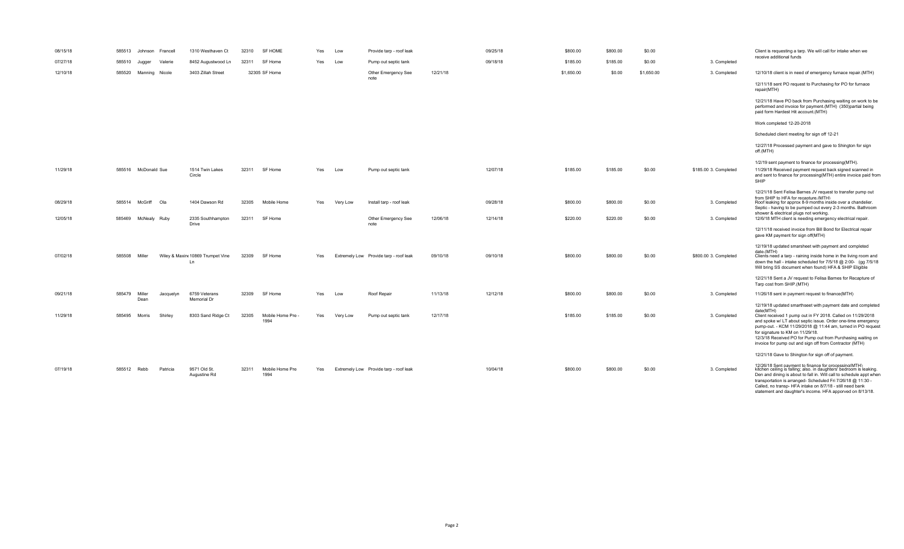| | | | | | | | | | | | | | | | | | |
|---|---|---|---|---|---|---|---|---|---|---|---|---|---|---|---|---|---|
| 08/15/18 | 585513 | Johnson | Francell | 1310 Westhaven Ct | 32310 | SF HOME | Yes | Low | Provide tarp - roof leak | | 09/25/18 | $800.00 | $800.00 | $0.00 | | | Client is requesting a tarp. We will call for intake when we receive additional funds |
| 07/27/18 | 585510 | Jugger | Valerie | 8452 Augustwood Ln | 32311 | SF Home | Yes | Low | Pump out septic tank | | 09/18/18 | $185.00 | $185.00 | $0.00 | | 3. Completed | |
| 12/10/18 | 585520 | Manning | Nicole | 3403 Zillah Street | 32305 | SF Home | | | Other Emergency See note | 12/21/18 | | $1,650.00 | $0.00 | $1,650.00 | | 3. Completed | 12/10/18 client is in need of emergency furnace repair.(MTH)<br><br>12/11/18 sent PO request to Purchasing for PO for furnace repair(MTH)<br><br>12/21/18 Have PO back from Purchasing waiting on work to be performed and invoice for payment.(MTH) (350)partial being paid form Hardest Hit account.(MTH)<br><br>Work completed 12-20-2018<br><br>Scheduled client meeting for sign off 12-21<br><br>12/27/18 Processed payment and gave to Shington for sign off.(MTH)<br><br>1/2/19 sent payment to finance for processing(MTH). |
| 11/29/18 | 585516 | McDonald | Sue | 1514 Twin Lakes Circle | 32311 | SF Home | Yes | Low | Pump out septic tank | | 12/07/18 | $185.00 | $185.00 | $0.00 | $185.00 | 3. Completed | 11/29/18 Received payment request back signed scanned in and sent to finance for processing(MTH) entire invoice paid from SHIP<br><br>12/21/18 Sent Felisa Barnes JV request to transfer pump out from SHIP to HFA for recapture.(MTH) |
| 08/29/18 | 585514 | McGriff | Ola | 1404 Dawson Rd | 32305 | Mobile Home | Yes | Very Low | Install tarp - roof leak | | 09/28/18 | $800.00 | $800.00 | $0.00 | | 3. Completed | Roof leaking for approx 8-9 months inside over a chandelier. Septic - having to be pumped out every 2-3 months. Bathroom shower & electrical plugs not working. |
| 12/05/18 | 585469 | McNealy | Ruby | 2335 Southhampton Drive | 32311 | SF Home | | | Other Emergency See note | 12/06/18 | 12/14/18 | $220.00 | $220.00 | $0.00 | | 3. Completed | 12/6/18 MTH client is needing emergency electrical repair.<br><br>12/11/18 received invoice from Bill Bond for Electrical repair gave KM payment for sign off(MTH)<br><br>12/19/18 updated smarsheet with payment and completed date.(MTH) |
| 07/02/18 | 585508 | Miller | Wiley & Maxine | 10869 Trumpet Vine Ln | 32309 | SF Home | Yes | Extremely Low | Provide tarp - roof leak | 09/10/18 | 09/10/18 | $800.00 | $800.00 | $0.00 | $800.00 | 3. Completed | Clients need a tarp - raining inside home in the living room and down the hall - intake scheduled for 7/5/18 @ 2:00- (gg 7/5/18 Will bring SS document when found) HFA & SHIP Eligible<br><br>12/21/18 Sent a JV request to Felisa Barnes for Recapture of Tarp cost from SHIP.(MTH) |
| 09/21/18 | 585479 | Miller Dean | Jacquelyn | 6759 Veterans Memorial Dr | 32309 | SF Home | Yes | Low | Roof Repair | 11/13/18 | 12/12/18 | $800.00 | $800.00 | $0.00 | | 3. Completed | 11/26/18 sent in payment request to finance(MTH)<br><br>12/19/18 updated smarthseet with payment date and completed date(MTH) |
| 11/29/18 | 585495 | Morris | Shirley | 8303 Sand Ridge Ct | 32305 | Mobile Home Pre - 1994 | Yes | Very Low | Pump out septic tank | 12/17/18 | | $185.00 | $185.00 | $0.00 | | 3. Completed | Client received 1 pump out in FY 2018. Called on 11/29/2018 and spoke w/ LT about septic issue. Order one-time emergency pump-out. - KCM 11/29/2018 @ 11:44 am, turned in PO request for signature to KM on 11/29/18.<br>12/3/18 Received PO for Pump out from Purchasing waiting on invoice for pump out and sign off from Contractor (MTH)<br><br>12/21/18 Gave to Shington for sign off of payment.<br><br>12/26/18 Sent payment to finance for processing(MTH) |
| 07/19/18 | 585512 | Rebb | Patricia | 9571 Old St. Augustine Rd | 32311 | Mobile Home Pre 1994 | Yes | Extremely Low | Provide tarp - roof leak | | 10/04/18 | $800.00 | $800.00 | $0.00 | | 3. Completed | kitchen ceiling is falling; also. in daughters' bedroom is leaking. Den and dining is about to fall in. Will call to schedule appt when transportation is arranged- Scheduled Fri 7/26/18 @ 11:30 - Called, no transp- HFA intake on 8/7/18 - still need bank statement and daughter's income. HFA apporved on 8/13/18. |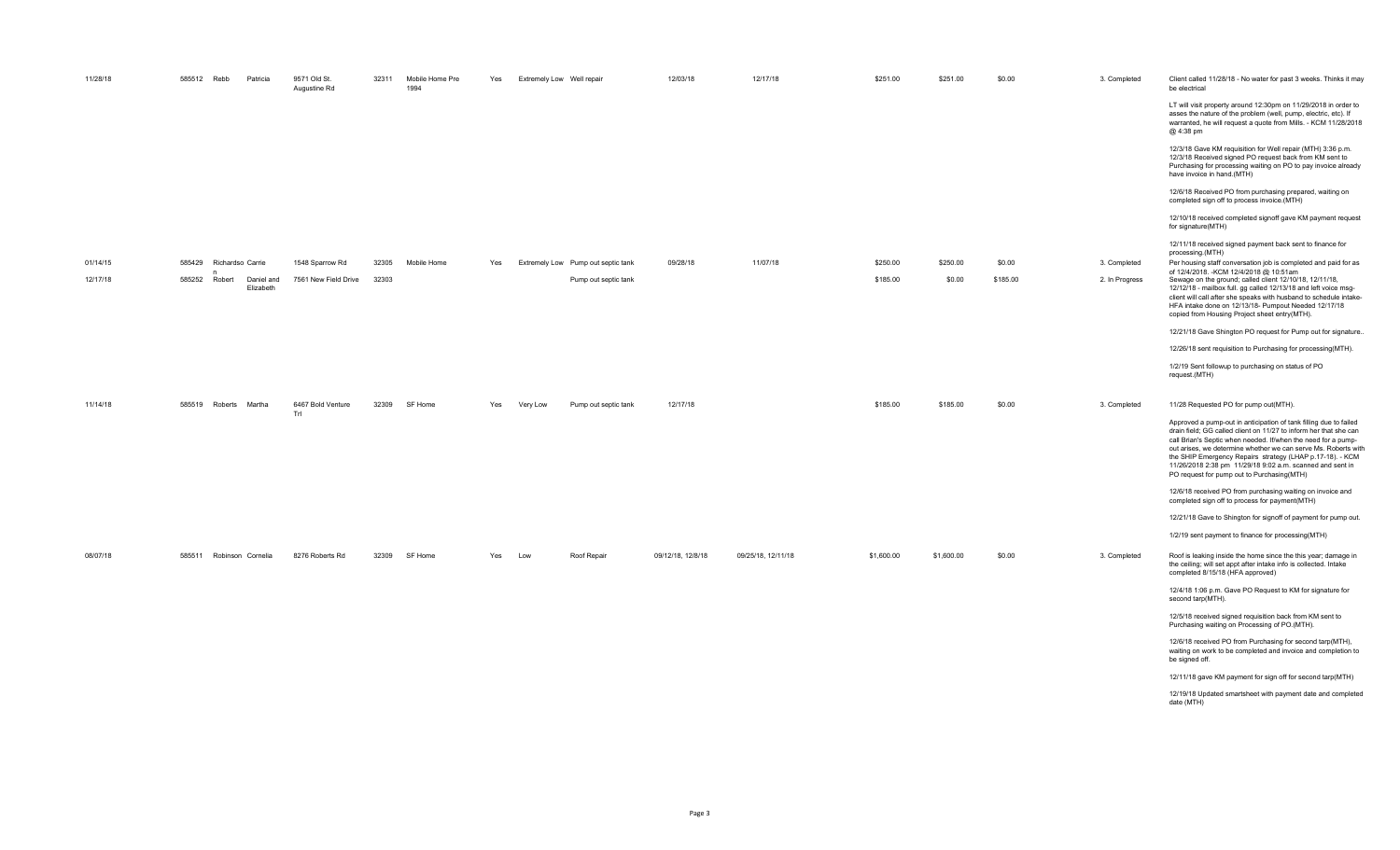| | | | | | | | | | | | | | | | | | |
|---|---|---|---|---|---|---|---|---|---|---|---|---|---|---|---|---|---|
| 11/28/18 | 585512 | Rebb | Patricia | 9571 Old St. Augustine Rd | 32311 | Mobile Home Pre 1994 | Yes | Extremely Low | Well repair | 12/03/18 | 12/17/18 | $251.00 | $251.00 | $0.00 | 3. Completed | Client called 11/28/18 - No water for past 3 weeks. Thinks it may be electrical<br><br>LT will visit property around 12:30pm on 11/29/2018 in order to asses the nature of the problem (well, pump, electric, etc). If warranted, he will request a quote from Mills. - KCM 11/28/2018 @ 4:38 pm<br><br>12/3/18 Gave KM requisition for Well repair (MTH) 3:36 p.m. 12/3/18 Received signed PO request back from KM sent to Purchasing for processing waiting on PO to pay invoice already have invoice in hand.(MTH)<br><br>12/6/18 Received PO from purchasing prepared, waiting on completed sign off to process invoice.(MTH)<br><br>12/10/18 received completed signoff gave KM payment request for signature(MTH)<br><br>12/11/18 received signed payment back sent to finance for processing.(MTH) |
| 01/14/15 | 585429 | Richardson | Carrie | 1548 Sparrow Rd | 32305 | Mobile Home | Yes | Extremely Low | Pump out septic tank | 09/28/18 | 11/07/18 | $250.00 | $250.00 | $0.00 | 3. Completed | Per housing staff conversation job is completed and paid for as of 12/4/2018. -KCM 12/4/2018 @ 10:51am |
| 12/17/18 | 585252 | Robert | Daniel and Elizabeth | 7561 New Field Drive | 32303 | | | | Pump out septic tank | | | $185.00 | $0.00 | $185.00 | 2. In Progress | Sewage on the ground; called client 12/10/18, 12/11/18, 12/12/18 - mailbox full. gg called 12/13/18 and left voice msg-client will call after she speaks with husband to schedule intake-HFA intake done on 12/13/18- Pumpout Needed 12/17/18 copied from Housing Project sheet entry(MTH).<br><br>12/21/18 Gave Shington PO request for Pump out for signature..<br><br>12/26/18 sent requisition to Purchasing for processing(MTH).<br><br>1/2/19 Sent followup to purchasing on status of PO request.(MTH) |
| 11/14/18 | 585519 | Roberts | Martha | 6467 Bold Venture Trl | 32309 | SF Home | Yes | Very Low | Pump out septic tank | 12/17/18 | | $185.00 | $185.00 | $0.00 | 3. Completed | 11/28 Requested PO for pump out(MTH).<br><br>Approved a pump-out in anticipation of tank filling due to failed drain field; GG called client on 11/27 to inform her that she can call Brian's Septic when needed. If/when the need for a pump-out arises, we determine whether we can serve Ms. Roberts with the SHIP Emergency Repairs strategy (LHAP p.17-18). - KCM 11/26/2018 2:38 pm 11/29/18 9:02 a.m. scanned and sent in PO request for pump out to Purchasing(MTH)<br><br>12/6/18 received PO from purchasing waiting on invoice and completed sign off to process for payment(MTH)<br><br>12/21/18 Gave to Shington for signoff of payment for pump out.<br><br>1/2/19 sent payment to finance for processing(MTH) |
| 08/07/18 | 585511 | Robinson | Cornelia | 8276 Roberts Rd | 32309 | SF Home | Yes | Low | Roof Repair | 09/12/18, 12/8/18 | 09/25/18, 12/11/18 | $1,600.00 | $1,600.00 | $0.00 | 3. Completed | Roof is leaking inside the home since the this year; damage in the ceiling; will set appt after intake info is collected. Intake completed 8/15/18 (HFA approved)<br><br>12/4/18 1:06 p.m. Gave PO Request to KM for signature for second tarp(MTH).<br><br>12/5/18 received signed requisition back from KM sent to Purchasing waiting on Processing of PO.(MTH).<br><br>12/6/18 received PO from Purchasing for second tarp(MTH), waiting on work to be completed and invoice and completion to be signed off.<br><br>12/11/18 gave KM payment for sign off for second tarp(MTH)<br><br>12/19/18 Updated smartsheet with payment date and completed date (MTH) |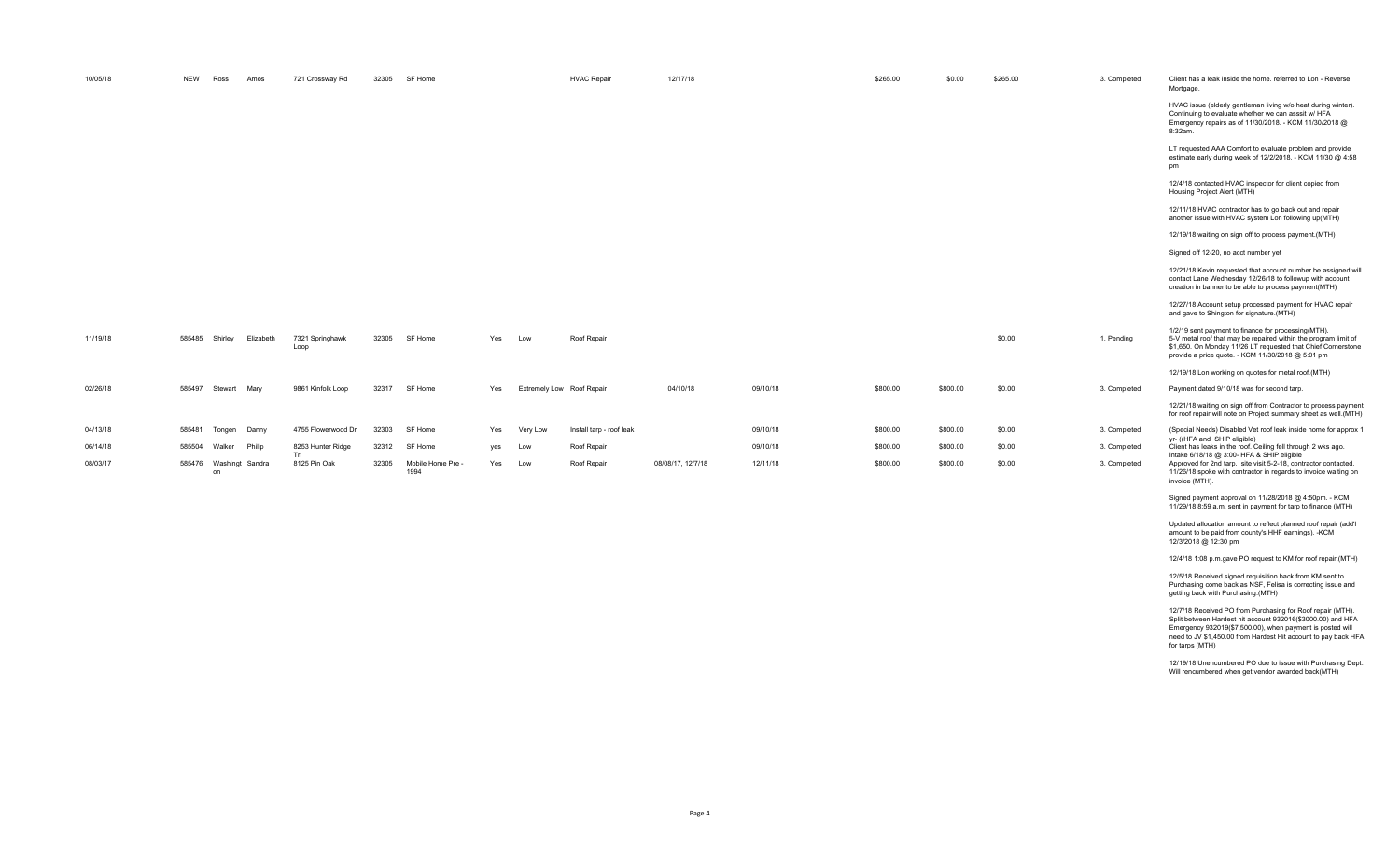| | | | | | | | | | | | | | | | | | |
|---|---|---|---|---|---|---|---|---|---|---|---|---|---|---|---|---|---|
| 10/05/18 | NEW | Ross | Amos | 721 Crossway Rd | 32305 | SF Home | | | HVAC Repair | 12/17/18 | | $265.00 | $0.00 | $265.00 | 3. Completed | Client has a leak inside the home. referred to Lon - Reverse Mortgage.<br><br>HVAC issue (elderly gentleman living w/o heat during winter). Continuing to evaluate whether we can asssit w/ HFA Emergency repairs as of 11/30/2018. - KCM 11/30/2018 @ 8:32am.<br><br>LT requested AAA Comfort to evaluate problem and provide estimate early during week of 12/2/2018. - KCM 11/30 @ 4:58 pm<br><br>12/4/18 contacted HVAC inspector for client copied from Housing Project Alert (MTH)<br><br>12/11/18 HVAC contractor has to go back out and repair another issue with HVAC system Lon following up(MTH)<br><br>12/19/18 waiting on sign off to process payment.(MTH)<br><br>Signed off 12-20, no acct number yet<br><br>12/21/18 Kevin requested that account number be assigned will contact Lane Wednesday 12/26/18 to followup with account creation in banner to be able to process payment(MTH)<br><br>12/27/18 Account setup processed payment for HVAC repair and gave to Shington for signature.(MTH)<br><br>1/2/19 sent payment to finance for processing(MTH). |
| 11/19/18 | 585485 | Shirley | Elizabeth | 7321 Springhawk Loop | 32305 | SF Home | Yes | Low | Roof Repair | | | | | $0.00 | 1. Pending | 5-V metal roof that may be repaired within the program limit of $1,650. On Monday 11/26 LT requested that Chief Cornerstone provide a price quote. - KCM 11/30/2018 @ 5:01 pm<br><br>12/19/18 Lon working on quotes for metal roof.(MTH) |
| 02/26/18 | 585497 | Stewart | Mary | 9861 Kinfolk Loop | 32317 | SF Home | Yes | Extremely Low | Roof Repair | 04/10/18 | 09/10/18 | $800.00 | $800.00 | $0.00 | 3. Completed | Payment dated 9/10/18 was for second tarp.<br><br>12/21/18 waiting on sign off from Contractor to process payment for roof repair will note on Project summary sheet as well.(MTH) |
| 04/13/18 | 585481 | Tongen | Danny | 4755 Flowerwood Dr | 32303 | SF Home | Yes | Very Low | Install tarp - roof leak | | 09/10/18 | $800.00 | $800.00 | $0.00 | 3. Completed | (Special Needs) Disabled Vet roof leak inside home for approx 1 yr- ((HFA and SHIP eligible) |
| 06/14/18 | 585504 | Walker | Philip | 8253 Hunter Ridge Trl | 32312 | SF Home | yes | Low | Roof Repair | | 09/10/18 | $800.00 | $800.00 | $0.00 | 3. Completed | Client has leaks in the roof. Ceiling fell through 2 wks ago. Intake 6/18/18 @ 3:00- HFA & SHIP eligible |
| 08/03/17 | 585476 | Washingt on | Sandra | 8125 Pin Oak | 32305 | Mobile Home Pre - 1994 | Yes | Low | Roof Repair | 08/08/17, 12/7/18 | 12/11/18 | $800.00 | $800.00 | $0.00 | 3. Completed | Approved for 2nd tarp. site visit 5-2-18, contractor contacted. 11/26/18 spoke with contractor in regards to invoice waiting on invoice (MTH).<br><br>Signed payment approval on 11/28/2018 @ 4:50pm. - KCM 11/29/18 8:59 a.m. sent in payment for tarp to finance (MTH)<br><br>Updated allocation amount to reflect planned roof repair (add'l amount to be paid from county's HHF earnings). -KCM 12/3/2018 @ 12:30 pm<br><br>12/4/18 1:08 p.m.gave PO request to KM for roof repair.(MTH)<br><br>12/5/18 Received signed requisition back from KM sent to Purchasing come back as NSF, Felisa is correcting issue and getting back with Purchasing.(MTH)<br><br>12/7/18 Received PO from Purchasing for Roof repair (MTH). Split between Hardest hit account 932016($3000.00) and HFA Emergency 932019($7,500.00), when payment is posted will need to JV $1,450.00 from Hardest Hit account to pay back HFA for tarps (MTH)<br><br>12/19/18 Unencumbered PO due to issue with Purchasing Dept. Will rencumbered when get vendor awarded back(MTH) |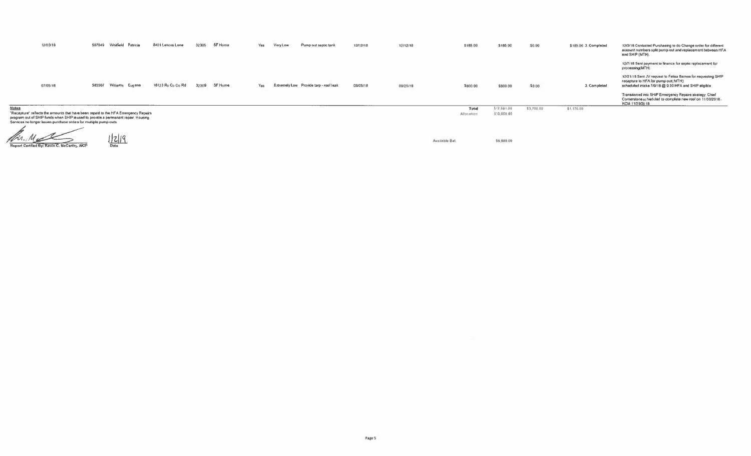| | | | | | | | | | | | | | | | | |
|---|---|---|---|---|---|---|---|---|---|---|---|---|---|---|---|---|
| 12/03/18 | 587949 | Whitfield | Patricia | 8401 Lenora Lane | 32305 | SF Home | Yes | Very Low | Pump out septic tank | 12/12/18 | 12/12/18 | $185.00 | $185.00 | $0.00 | $185.00 | 3. Completed | 12/3/18 Contacted Purchasing to do Change order for different account numbers split pump out and replacement between HFA and SHIP (MTH).<br>12/7/18 Sent payment to finance for septic replacement for processing(MTH). |
| 07/05/18 | 585507 | Williams | Eugene | 16123 Rb Co Co Rd | 32309 | SF Home | Yes | Extremely Low | Provide tarp - roof leak | 09/25/18 | 09/25/18 | $500.00 | $500.00 | $0.00 | | 3. Completed | 12/21/18 Sent JV request to Felisa Barnes for requesting SHIP recapture to HFA for pump out(MTH)<br>scheduled intake 7/6/18 @ 9:30 HFA and SHIP eligible<br>Transitioned into SHIP Emergency Repairs strategy. Chief Cornerstone scheduled to complete new roof on 11/30/2018 - KCM 11/29/2018 |
| | | | | | | | | | | | Total | $17,581.00 | $3,700.00 | $1,170.00 | | | |
| | | | | | | | | | | | Allocation | $10,000.00 | | | | | |
| | | | | | | | | | | | Available Bal. | $9,889.00 | | | | | |

**Notes**

"Recapture" reflects the amounts that have been repaid to the HFA Emergency Repairs program out of SHIP funds when SHIP is used to provide a permanent repair. Housing Services no longer issues purchase orders for multiple pump-outs.

Report Certified By: Kevin C. McCarthy, AICP

1/2/19
Date